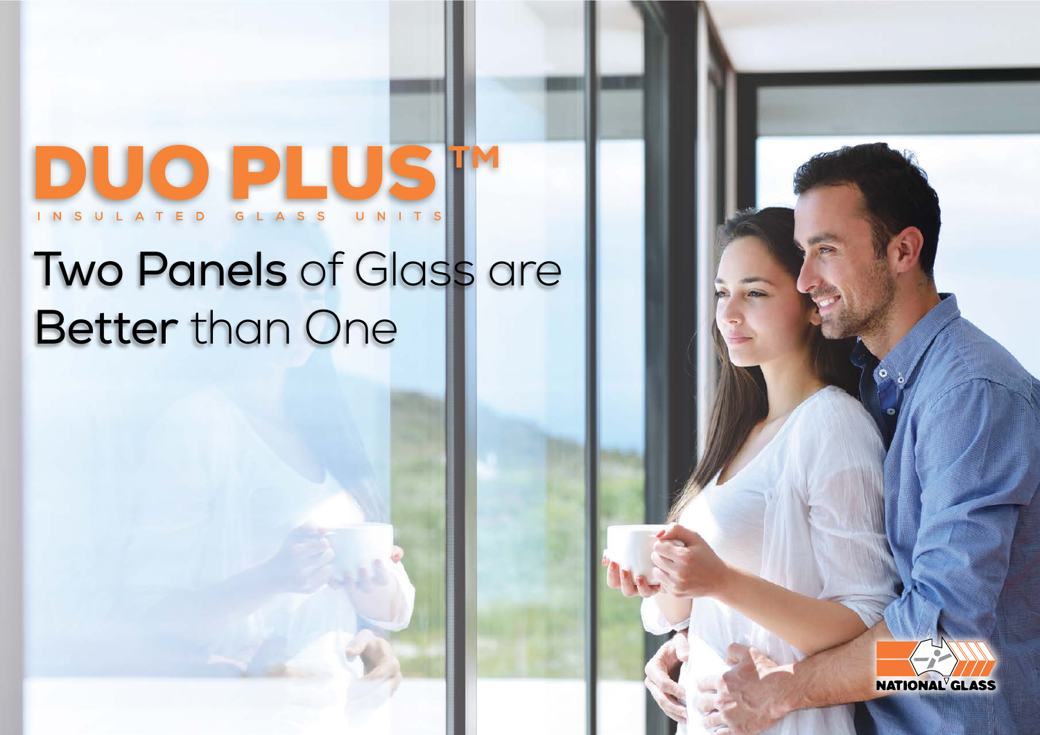# DUO PLUS™

INSULATED GLASS UNITS

## Two Panels of Glass are Better than One

NATIONAL GLASS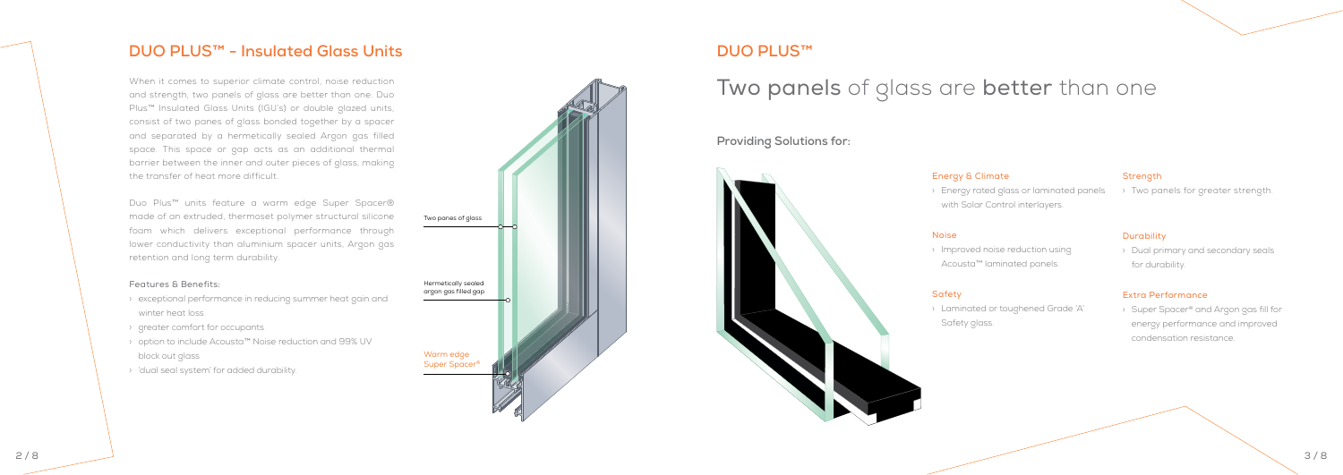## DUO PLUS™ - Insulated Glass Units

When it comes to superior climate control, noise reduction and strength, two panels of glass are better than one. Duo Plus™ Insulated Glass Units (IGU's) or double glazed units, consist of two panes of glass bonded together by a spacer and separated by a hermetically sealed Argon gas filled space. This space or gap acts as an additional thermal barrier between the inner and outer pieces of glass, making the transfer of heat more difficult.

Duo Plus™ units feature a warm edge Super Spacer® made of an extruded, thermoset polymer structural silicone foam which delivers exceptional performance through lower conductivity than aluminium spacer units, Argon gas retention and long term durability.

**Features & Benefits:**

- exceptional performance in reducing summer heat gain and winter heat loss
- greater comfort for occupants
- option to include Acousta™ Noise reduction and 99% UV block out glass
- 'dual seal system' for added durability.

Two panes of glass

Hermetically sealed argon gas filled gap

Warm edge Super Spacer®

## DUO PLUS™

# Two panels of glass are better than one

### Providing Solutions for:

**Energy & Climate**

- Energy rated glass or laminated panels with Solar Control interlayers.

**Noise**

- Improved noise reduction using Acousta™ laminated panels.

**Safety**

- Laminated or toughened Grade 'A' Safety glass.

**Strength**

- Two panels for greater strength.

**Durability**

- Dual primary and secondary seals for durability.

**Extra Performance**

- Super Spacer® and Argon gas fill for energy performance and improved condensation resistance.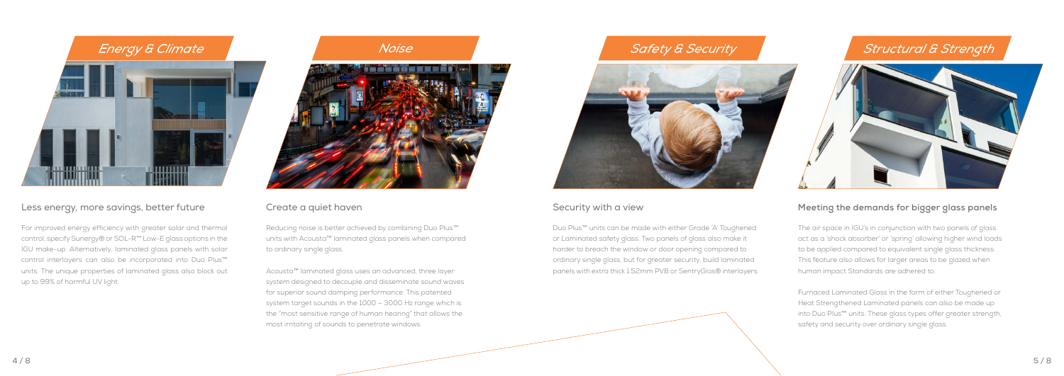## Energy & Climate

### Less energy, more savings, better future

For improved energy efficiency with greater solar and thermal control, specify Sunergy® or SOL-R™ Low-E glass options in the IGU make-up. Alternatively, laminated glass panels with solar control interlayers can also be incorporated into Duo Plus™ units. The unique properties of laminated glass also block out up to 99% of harmful UV light.

## Noise

### Create a quiet haven

Reducing noise is better achieved by combining Duo Plus™ units with Acousta™ laminated glass panels when compared to ordinary single glass.

Acousta™ laminated glass uses an advanced, three layer system designed to decouple and disseminate sound waves for superior sound damping performance. This patented system target sounds in the 1000 – 3000 Hz range which is the "most sensitive range of human hearing" that allows the most irritating of sounds to penetrate windows.

## Safety & Security

### Security with a view

Duo Plus™ units can be made with either Grade 'A' Toughened or Laminated safety glass. Two panels of glass also make it harder to breach the window or door opening compared to ordinary single glass, but for greater security, build laminated panels with extra thick 1.52mm PVB or SentryGlas® interlayers.

## Structural & Strength

### Meeting the demands for bigger glass panels

The air space in IGU's in conjunction with two panels of glass act as a 'shock absorber' or 'spring' allowing higher wind loads to be applied compared to equivalent single glass thickness. This feature also allows for larger areas to be glazed when human impact Standards are adhered to.

Furnaced Laminated Glass in the form of either Toughened or Heat Strengthened Laminated panels can also be made up into Duo Plus™ units. These glass types offer greater strength, safety and security over ordinary single glass.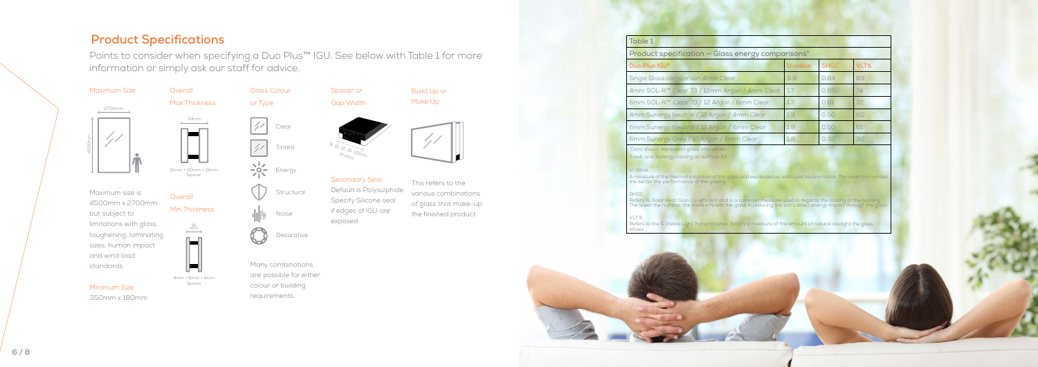## Product Specifications

Points to consider when specifying a Duo Plus™ IGU. See below with Table 1 for more information or simply ask our staff for advice.

### Maximum Size

2700mm

4500mm

Maximum size is 4500mm x 2700mm but subject to limitations with glass, toughening, laminating sizes, human impact and wind load standards.

### Minimum Size

350mm x 180mm

### Overall Max Thickness

54mm

15mm + 20mm + 19mm Spacer

### Overall Min Thickness

16 mm

4mm + 8mm + 4mm Spacer

### Glass Colour or Type

- Clear
- Tinted
- Energy
- Structural
- Noise
- Decorative

Many combinations are possible for either colour or building requirements.

### Spacer or Gap Width

8, 10, 12, 16, 20mm Widths

### Secondary Seal

Default is Polysulphide. Specify Silicone seal if edges of IGU are exposed.

### Build Up or Make Up

This refers to the various combinations of glass that make-up the finished product.

**Table 1**

**Product specification – Glass energy comparisons***

| Duo Plus IGU[1] | U-value | SHGC | VLT% |
|---|---|---|---|
| Single Glass comparison 4mm Clear | 5.9 | 0.84 | 89 |
| 4mm SOL-R™ Clear 73 / 12mm Argon / 4mm Clear | 1.7 | 0.65 | 74 |
| 6mm SOL-R™ Clear 70 / 12 Argon / 6mm Clear | 1.7 | 0.61 | 72 |
| 4mm Sunergy Neutral / 12 Argon / 4mm Clear | 1.9 | 0.50 | 60 |
| 6mm Sunergy Neutral / 12 Argon / 6mm Clear | 1.8 | 0.50 | 61 |
| 6mm Sunergy Grey / 12 Argon / 6mm Clear | 1.8 | 0.32 | 30 |

*Data shown represents glass only values.
[1]LowE and Sunergy coating on surface #2.

U-Value
A measure of the thermal insulation of the glass and expressed as watts per square metre. The lower the number the better the performance of the glazing.

SHGC
Refers to Solar Heat Gain Co-efficient and is a common measure used in regards the cooling of the building. The lower the number, the more efficient the glass in reducing the sun's direct energy impact through the glass.

VLT %
Refers to the % Visible Light Transmittance. Simply a measure of the amount of natural daylight the glass allows.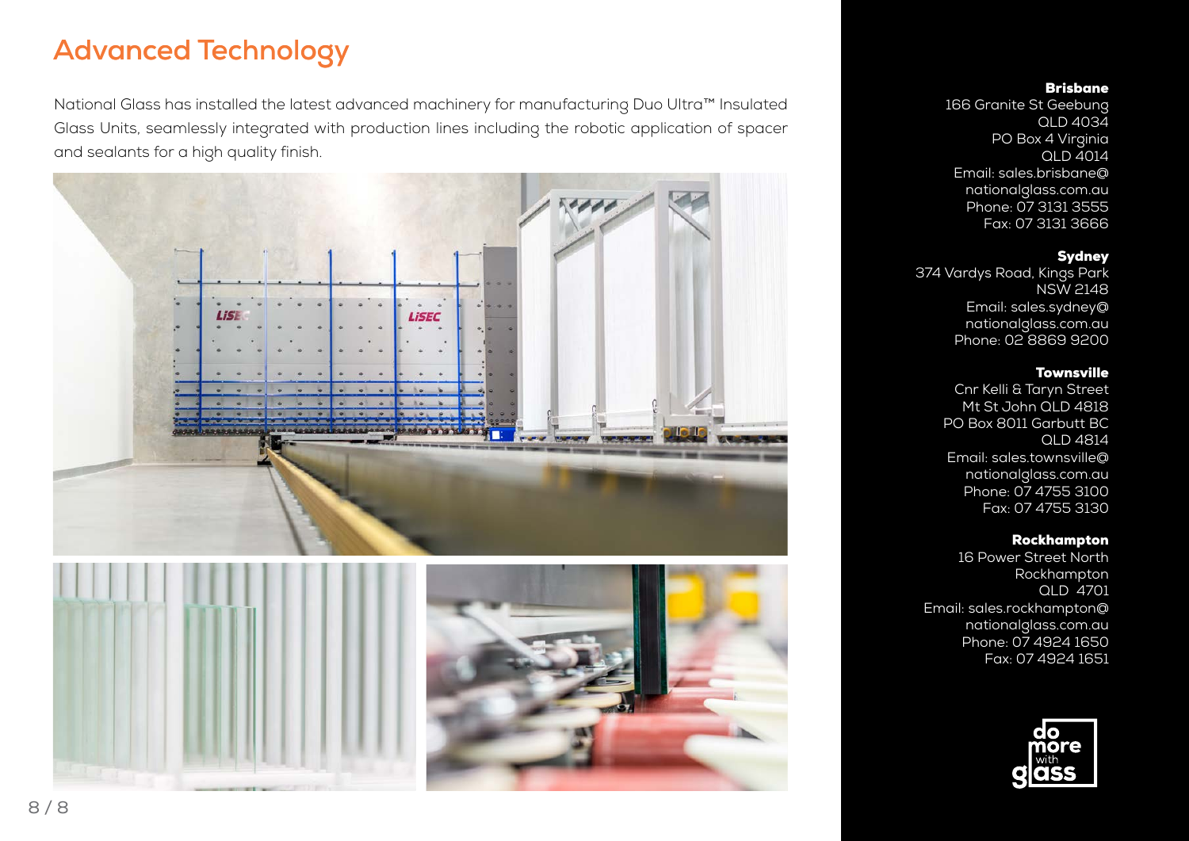# Advanced Technology

National Glass has installed the latest advanced machinery for manufacturing Duo Ultra™ Insulated Glass Units, seamlessly integrated with production lines including the robotic application of spacer and sealants for a high quality finish.

**Brisbane**
166 Granite St Geebung
QLD 4034
PO Box 4 Virginia
QLD 4014
Email: sales.brisbane@nationalglass.com.au
Phone: 07 3131 3555
Fax: 07 3131 3666

**Sydney**
374 Vardys Road, Kings Park
NSW 2148
Email: sales.sydney@nationalglass.com.au
Phone: 02 8869 9200

**Townsville**
Cnr Kelli & Taryn Street
Mt St John QLD 4818
PO Box 8011 Garbutt BC
QLD 4814
Email: sales.townsville@nationalglass.com.au
Phone: 07 4755 3100
Fax: 07 4755 3130

**Rockhampton**
16 Power Street North
Rockhampton
QLD 4701
Email: sales.rockhampton@nationalglass.com.au
Phone: 07 4924 1650
Fax: 07 4924 1651

do more with glass